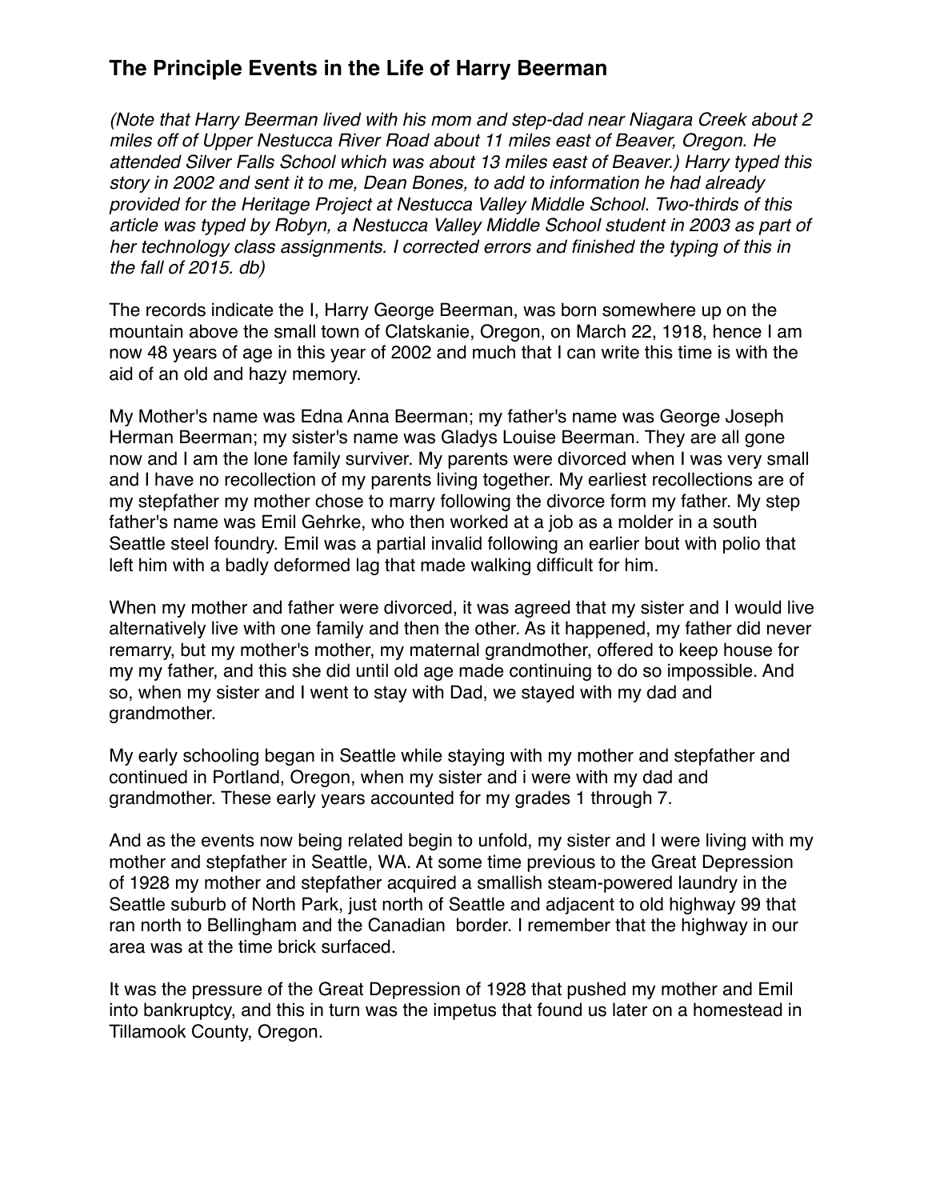## The Principle Events in the Life of Harry Beerman

*(Note that Harry Beerman lived with his mom and step-dad near Niagara Creek about 2 miles off of Upper Nestucca River Road about 11 miles east of Beaver, Oregon. He attended Silver Falls School which was about 13 miles east of Beaver.) Harry typed this story in 2002 and sent it to me, Dean Bones, to add to information he had already provided for the Heritage Project at Nestucca Valley Middle School. Two-thirds of this article was typed by Robyn, a Nestucca Valley Middle School student in 2003 as part of her technology class assignments. I corrected errors and finished the typing of this in the fall of 2015. db)*

The records indicate the I, Harry George Beerman, was born somewhere up on the mountain above the small town of Clatskanie, Oregon, on March 22, 1918, hence I am now 48 years of age in this year of 2002 and much that I can write this time is with the aid of an old and hazy memory.

My Mother's name was Edna Anna Beerman; my father's name was George Joseph Herman Beerman; my sister's name was Gladys Louise Beerman. They are all gone now and I am the lone family surviver. My parents were divorced when I was very small and I have no recollection of my parents living together. My earliest recollections are of my stepfather my mother chose to marry following the divorce form my father. My step father's name was Emil Gehrke, who then worked at a job as a molder in a south Seattle steel foundry. Emil was a partial invalid following an earlier bout with polio that left him with a badly deformed lag that made walking difficult for him.

When my mother and father were divorced, it was agreed that my sister and I would live alternatively live with one family and then the other. As it happened, my father did never remarry, but my mother's mother, my maternal grandmother, offered to keep house for my my father, and this she did until old age made continuing to do so impossible. And so, when my sister and I went to stay with Dad, we stayed with my dad and grandmother.

My early schooling began in Seattle while staying with my mother and stepfather and continued in Portland, Oregon, when my sister and i were with my dad and grandmother. These early years accounted for my grades 1 through 7.

And as the events now being related begin to unfold, my sister and I were living with my mother and stepfather in Seattle, WA. At some time previous to the Great Depression of 1928 my mother and stepfather acquired a smallish steam-powered laundry in the Seattle suburb of North Park, just north of Seattle and adjacent to old highway 99 that ran north to Bellingham and the Canadian border. I remember that the highway in our area was at the time brick surfaced.

It was the pressure of the Great Depression of 1928 that pushed my mother and Emil into bankruptcy, and this in turn was the impetus that found us later on a homestead in Tillamook County, Oregon.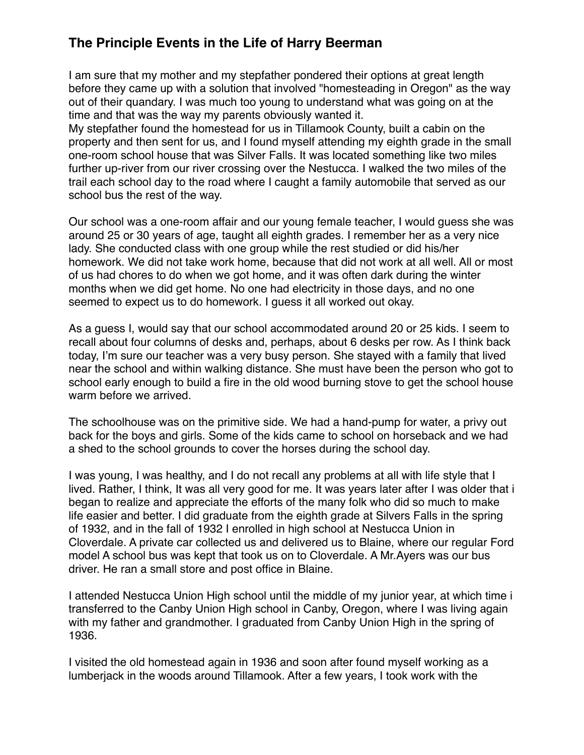## The Principle Events in the Life of Harry Beerman

I am sure that my mother and my stepfather pondered their options at great length before they came up with a solution that involved "homesteading in Oregon" as the way out of their quandary. I was much too young to understand what was going on at the time and that was the way my parents obviously wanted it.
My stepfather found the homestead for us in Tillamook County, built a cabin on the property and then sent for us, and I found myself attending my eighth grade in the small one-room school house that was Silver Falls. It was located something like two miles further up-river from our river crossing over the Nestucca. I walked the two miles of the trail each school day to the road where I caught a family automobile that served as our school bus the rest of the way.

Our school was a one-room affair and our young female teacher, I would guess she was around 25 or 30 years of age, taught all eighth grades. I remember her as a very nice lady. She conducted class with one group while the rest studied or did his/her homework. We did not take work home, because that did not work at all well. All or most of us had chores to do when we got home, and it was often dark during the winter months when we did get home. No one had electricity in those days, and no one seemed to expect us to do homework. I guess it all worked out okay.

As a guess I, would say that our school accommodated around 20 or 25 kids. I seem to recall about four columns of desks and, perhaps, about 6 desks per row. As I think back today, I'm sure our teacher was a very busy person. She stayed with a family that lived near the school and within walking distance. She must have been the person who got to school early enough to build a fire in the old wood burning stove to get the school house warm before we arrived.

The schoolhouse was on the primitive side. We had a hand-pump for water, a privy out back for the boys and girls. Some of the kids came to school on horseback and we had a shed to the school grounds to cover the horses during the school day.

I was young, I was healthy, and I do not recall any problems at all with life style that I lived. Rather, I think, It was all very good for me. It was years later after I was older that i began to realize and appreciate the efforts of the many folk who did so much to make life easier and better. I did graduate from the eighth grade at Silvers Falls in the spring of 1932, and in the fall of 1932 I enrolled in high school at Nestucca Union in Cloverdale. A private car collected us and delivered us to Blaine, where our regular Ford model A school bus was kept that took us on to Cloverdale. A Mr.Ayers was our bus driver. He ran a small store and post office in Blaine.

I attended Nestucca Union High school until the middle of my junior year, at which time i transferred to the Canby Union High school in Canby, Oregon, where I was living again with my father and grandmother. I graduated from Canby Union High in the spring of 1936.

I visited the old homestead again in 1936 and soon after found myself working as a lumberjack in the woods around Tillamook. After a few years, I took work with the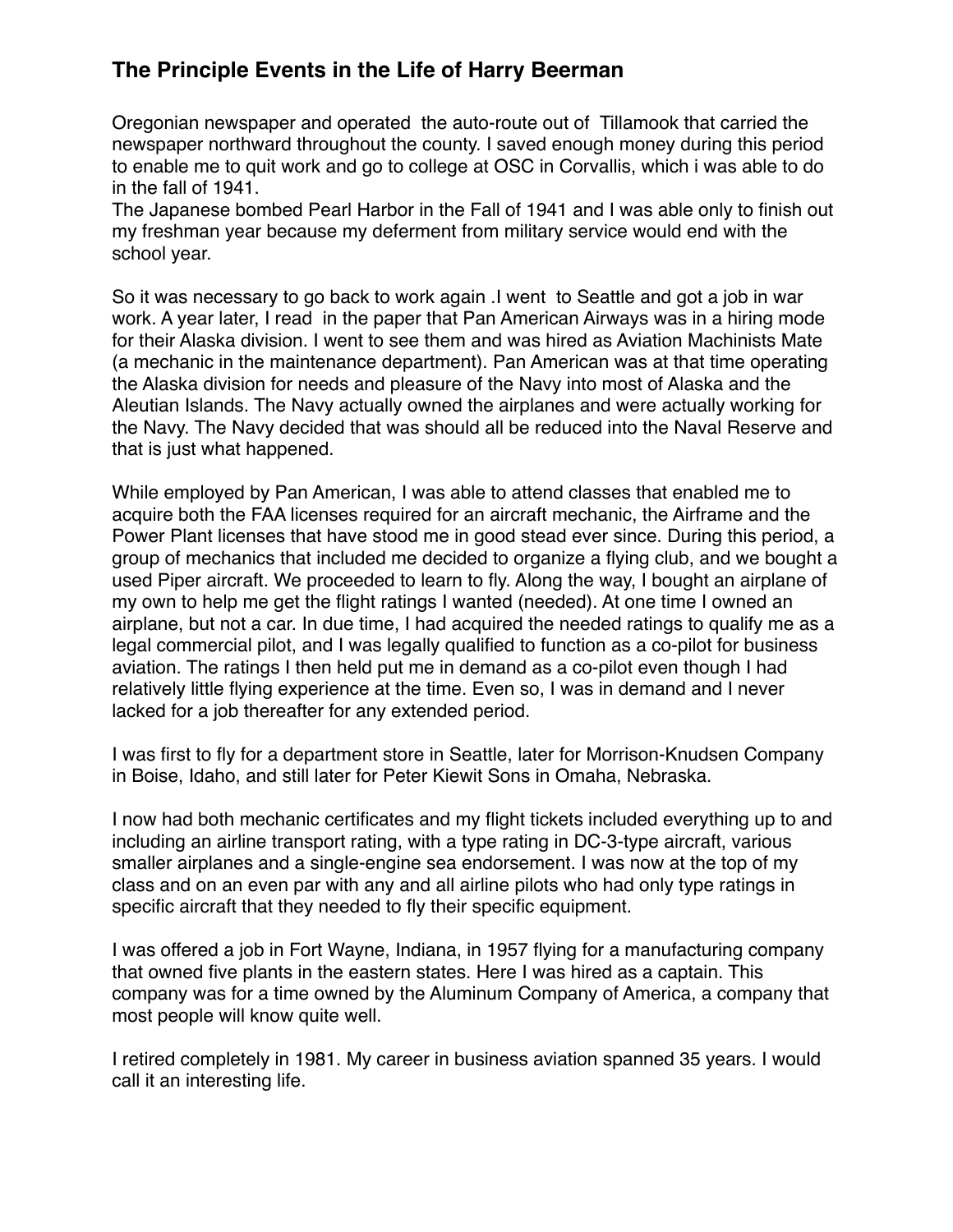## The Principle Events in the Life of Harry Beerman

Oregonian newspaper and operated the auto-route out of Tillamook that carried the newspaper northward throughout the county. I saved enough money during this period to enable me to quit work and go to college at OSC in Corvallis, which i was able to do in the fall of 1941.
The Japanese bombed Pearl Harbor in the Fall of 1941 and I was able only to finish out my freshman year because my deferment from military service would end with the school year.

So it was necessary to go back to work again .I went to Seattle and got a job in war work. A year later, I read in the paper that Pan American Airways was in a hiring mode for their Alaska division. I went to see them and was hired as Aviation Machinists Mate (a mechanic in the maintenance department). Pan American was at that time operating the Alaska division for needs and pleasure of the Navy into most of Alaska and the Aleutian Islands. The Navy actually owned the airplanes and were actually working for the Navy. The Navy decided that was should all be reduced into the Naval Reserve and that is just what happened.

While employed by Pan American, I was able to attend classes that enabled me to acquire both the FAA licenses required for an aircraft mechanic, the Airframe and the Power Plant licenses that have stood me in good stead ever since. During this period, a group of mechanics that included me decided to organize a flying club, and we bought a used Piper aircraft. We proceeded to learn to fly. Along the way, I bought an airplane of my own to help me get the flight ratings I wanted (needed). At one time I owned an airplane, but not a car. In due time, I had acquired the needed ratings to qualify me as a legal commercial pilot, and I was legally qualified to function as a co-pilot for business aviation. The ratings I then held put me in demand as a co-pilot even though I had relatively little flying experience at the time. Even so, I was in demand and I never lacked for a job thereafter for any extended period.

I was first to fly for a department store in Seattle, later for Morrison-Knudsen Company in Boise, Idaho, and still later for Peter Kiewit Sons in Omaha, Nebraska.

I now had both mechanic certificates and my flight tickets included everything up to and including an airline transport rating, with a type rating in DC-3-type aircraft, various smaller airplanes and a single-engine sea endorsement. I was now at the top of my class and on an even par with any and all airline pilots who had only type ratings in specific aircraft that they needed to fly their specific equipment.

I was offered a job in Fort Wayne, Indiana, in 1957 flying for a manufacturing company that owned five plants in the eastern states. Here I was hired as a captain. This company was for a time owned by the Aluminum Company of America, a company that most people will know quite well.

I retired completely in 1981. My career in business aviation spanned 35 years. I would call it an interesting life.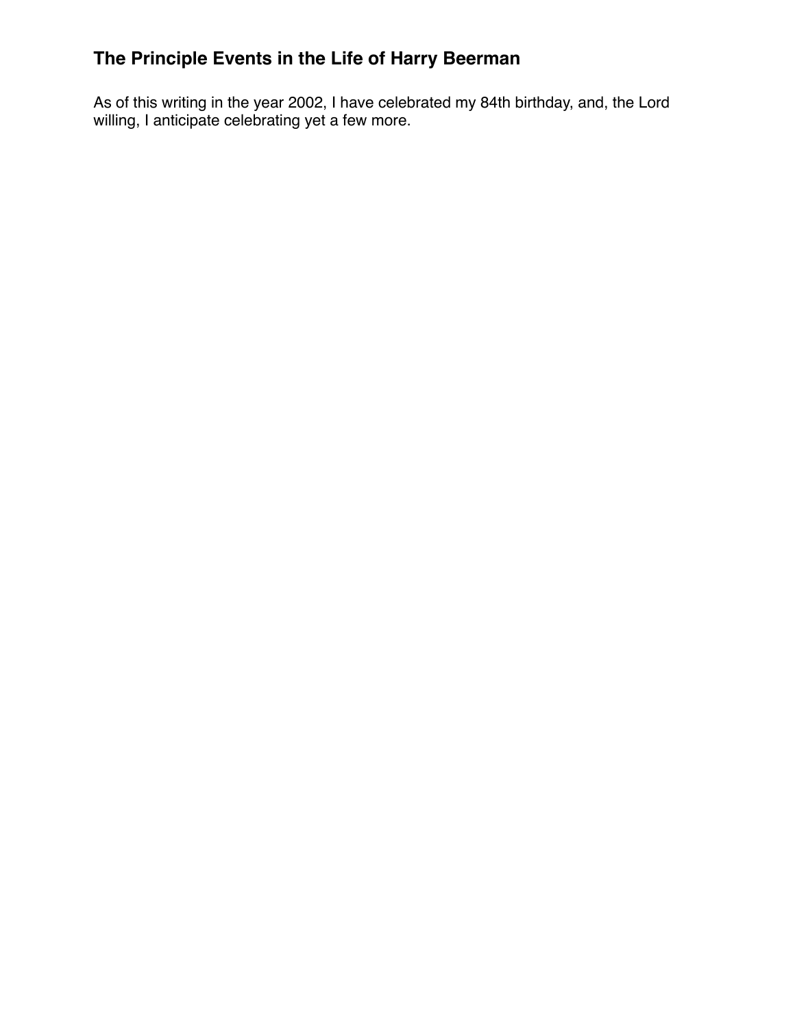## The Principle Events in the Life of Harry Beerman

As of this writing in the year 2002, I have celebrated my 84th birthday, and, the Lord willing, I anticipate celebrating yet a few more.